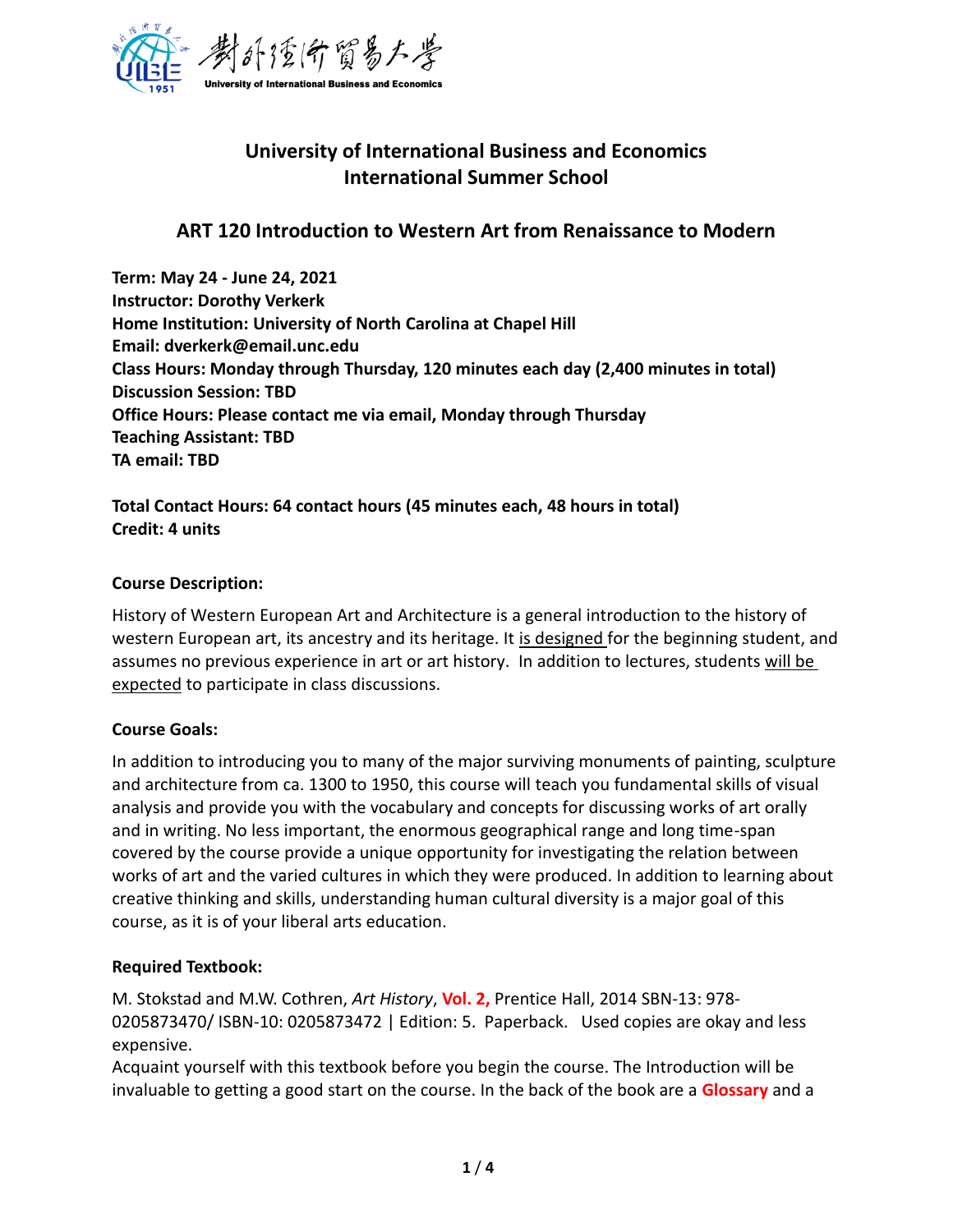# University of International Business and Economics
# International Summer School

## ART 120 Introduction to Western Art from Renaissance to Modern

**Term: May 24 - June 24, 2021**
**Instructor: Dorothy Verkerk**
**Home Institution: University of North Carolina at Chapel Hill**
**Email: dverkerk@email.unc.edu**
**Class Hours: Monday through Thursday, 120 minutes each day (2,400 minutes in total)**
**Discussion Session: TBD**
**Office Hours: Please contact me via email, Monday through Thursday**
**Teaching Assistant: TBD**
**TA email: TBD**

**Total Contact Hours: 64 contact hours (45 minutes each, 48 hours in total)**
**Credit: 4 units**

### Course Description:

History of Western European Art and Architecture is a general introduction to the history of western European art, its ancestry and its heritage. It is designed for the beginning student, and assumes no previous experience in art or art history. In addition to lectures, students will be expected to participate in class discussions.

### Course Goals:

In addition to introducing you to many of the major surviving monuments of painting, sculpture and architecture from ca. 1300 to 1950, this course will teach you fundamental skills of visual analysis and provide you with the vocabulary and concepts for discussing works of art orally and in writing. No less important, the enormous geographical range and long time-span covered by the course provide a unique opportunity for investigating the relation between works of art and the varied cultures in which they were produced. In addition to learning about creative thinking and skills, understanding human cultural diversity is a major goal of this course, as it is of your liberal arts education.

### Required Textbook:

M. Stokstad and M.W. Cothren, *Art History*, **Vol. 2,** Prentice Hall, 2014 SBN-13: 978-0205873470/ ISBN-10: 0205873472 | Edition: 5. Paperback. Used copies are okay and less expensive.
Acquaint yourself with this textbook before you begin the course. The Introduction will be invaluable to getting a good start on the course. In the back of the book are a **Glossary** and a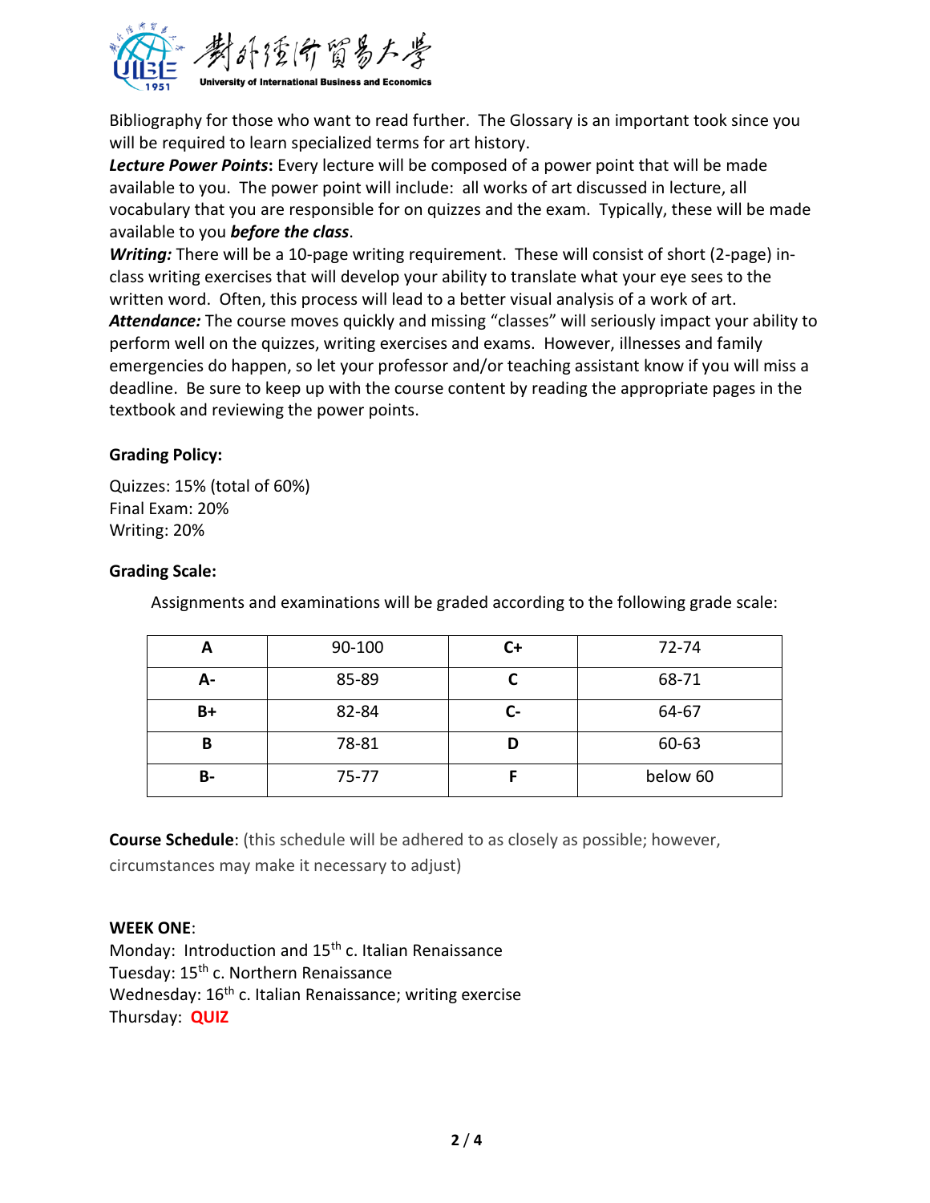Bibliography for those who want to read further. The Glossary is an important took since you will be required to learn specialized terms for art history.

***Lecture Power Points*****:** Every lecture will be composed of a power point that will be made available to you. The power point will include: all works of art discussed in lecture, all vocabulary that you are responsible for on quizzes and the exam. Typically, these will be made available to you ***before the class***.

***Writing:*** There will be a 10-page writing requirement. These will consist of short (2-page) in-class writing exercises that will develop your ability to translate what your eye sees to the written word. Often, this process will lead to a better visual analysis of a work of art.

***Attendance:*** The course moves quickly and missing "classes" will seriously impact your ability to perform well on the quizzes, writing exercises and exams. However, illnesses and family emergencies do happen, so let your professor and/or teaching assistant know if you will miss a deadline. Be sure to keep up with the course content by reading the appropriate pages in the textbook and reviewing the power points.

**Grading Policy:**

Quizzes: 15% (total of 60%)
Final Exam: 20%
Writing: 20%

**Grading Scale:**

Assignments and examinations will be graded according to the following grade scale:

| | | | |
|---|---|---|---|
| **A** | 90-100 | **C+** | 72-74 |
| **A-** | 85-89 | **C** | 68-71 |
| **B+** | 82-84 | **C-** | 64-67 |
| **B** | 78-81 | **D** | 60-63 |
| **B-** | 75-77 | **F** | below 60 |

**Course Schedule**: (this schedule will be adhered to as closely as possible; however, circumstances may make it necessary to adjust)

**WEEK ONE**:
Monday: Introduction and 15th c. Italian Renaissance
Tuesday: 15th c. Northern Renaissance
Wednesday: 16th c. Italian Renaissance; writing exercise
Thursday: **QUIZ**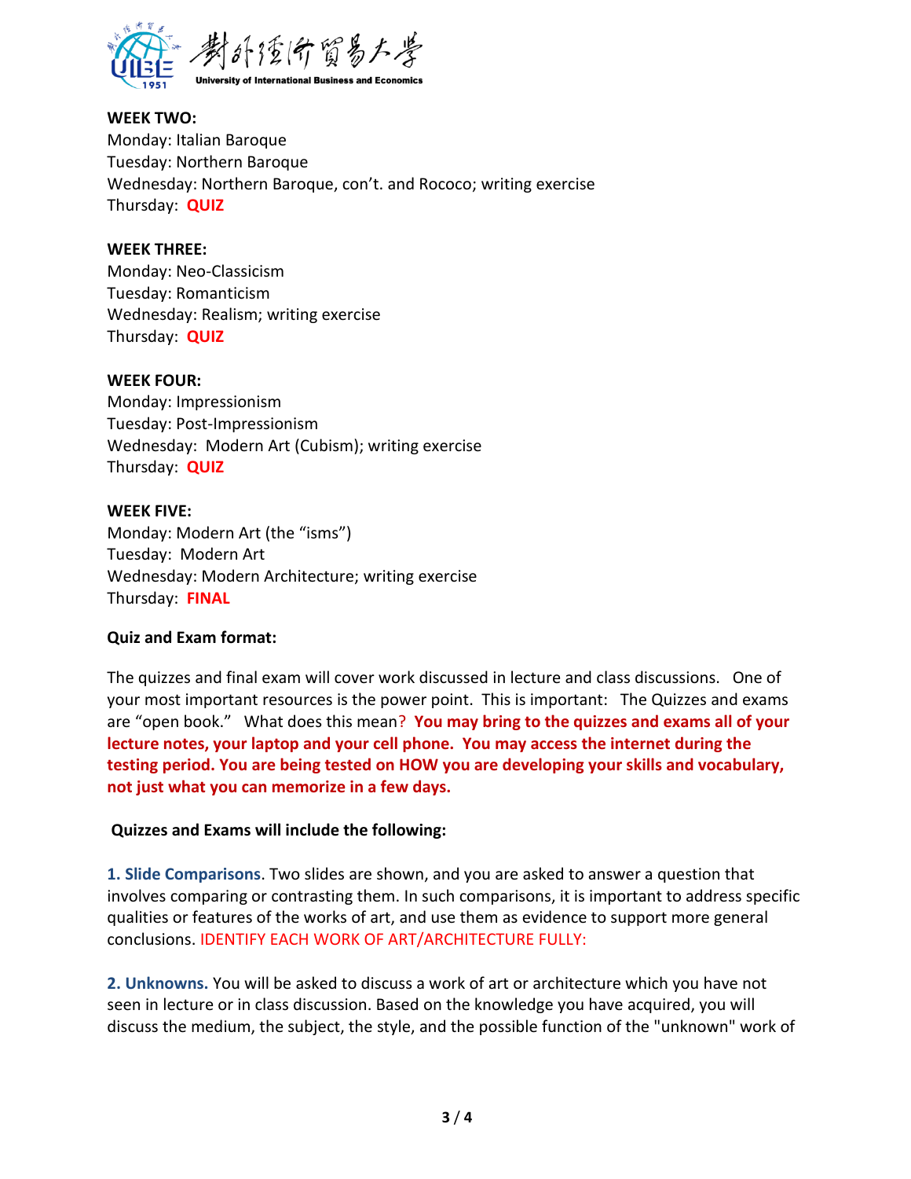**WEEK TWO:**
Monday: Italian Baroque
Tuesday: Northern Baroque
Wednesday: Northern Baroque, con't. and Rococo; writing exercise
Thursday: **QUIZ**

**WEEK THREE:**
Monday: Neo-Classicism
Tuesday: Romanticism
Wednesday: Realism; writing exercise
Thursday: **QUIZ**

**WEEK FOUR:**
Monday: Impressionism
Tuesday: Post-Impressionism
Wednesday: Modern Art (Cubism); writing exercise
Thursday: **QUIZ**

**WEEK FIVE:**
Monday: Modern Art (the "isms")
Tuesday: Modern Art
Wednesday: Modern Architecture; writing exercise
Thursday: **FINAL**

**Quiz and Exam format:**

The quizzes and final exam will cover work discussed in lecture and class discussions. One of your most important resources is the power point. This is important: The Quizzes and exams are "open book." What does this mean? **You may bring to the quizzes and exams all of your lecture notes, your laptop and your cell phone. You may access the internet during the testing period. You are being tested on HOW you are developing your skills and vocabulary, not just what you can memorize in a few days.**

**Quizzes and Exams will include the following:**

**1. Slide Comparisons**. Two slides are shown, and you are asked to answer a question that involves comparing or contrasting them. In such comparisons, it is important to address specific qualities or features of the works of art, and use them as evidence to support more general conclusions. IDENTIFY EACH WORK OF ART/ARCHITECTURE FULLY:

**2. Unknowns.** You will be asked to discuss a work of art or architecture which you have not seen in lecture or in class discussion. Based on the knowledge you have acquired, you will discuss the medium, the subject, the style, and the possible function of the "unknown" work of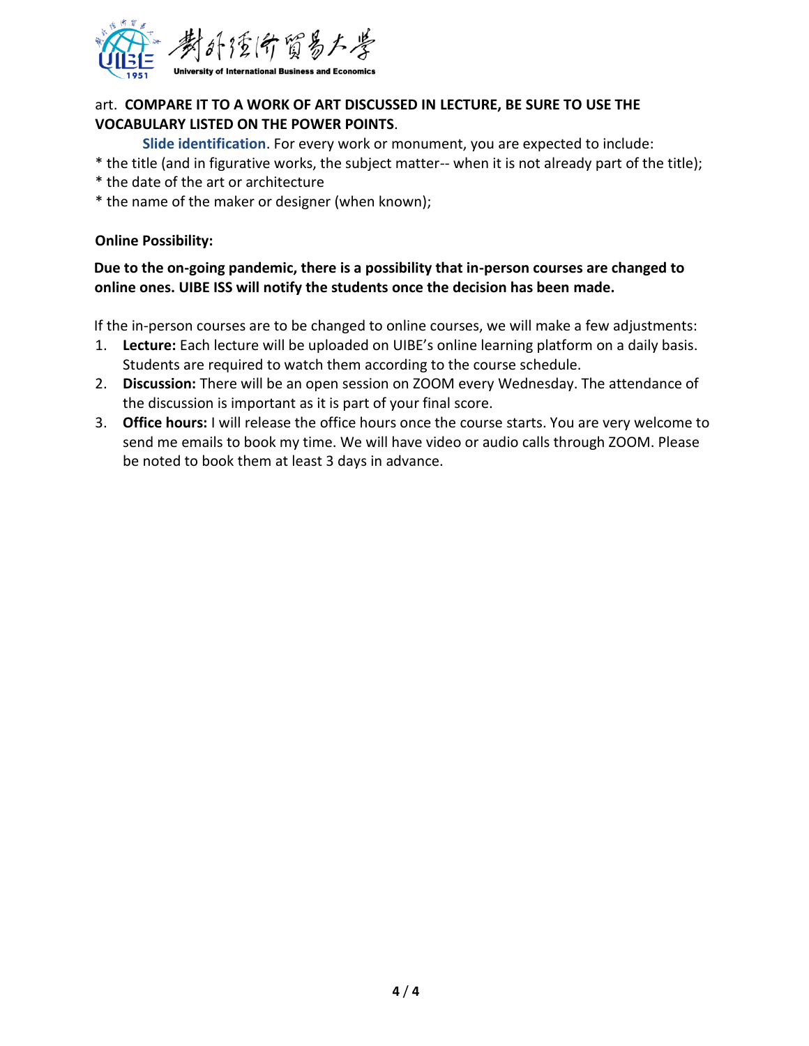art. **COMPARE IT TO A WORK OF ART DISCUSSED IN LECTURE, BE SURE TO USE THE VOCABULARY LISTED ON THE POWER POINTS**.

**Slide identification**. For every work or monument, you are expected to include:

* the title (and in figurative works, the subject matter-- when it is not already part of the title);
* the date of the art or architecture
* the name of the maker or designer (when known);

**Online Possibility:**

**Due to the on-going pandemic, there is a possibility that in-person courses are changed to online ones. UIBE ISS will notify the students once the decision has been made.**

If the in-person courses are to be changed to online courses, we will make a few adjustments:

1. **Lecture:** Each lecture will be uploaded on UIBE's online learning platform on a daily basis. Students are required to watch them according to the course schedule.
2. **Discussion:** There will be an open session on ZOOM every Wednesday. The attendance of the discussion is important as it is part of your final score.
3. **Office hours:** I will release the office hours once the course starts. You are very welcome to send me emails to book my time. We will have video or audio calls through ZOOM. Please be noted to book them at least 3 days in advance.